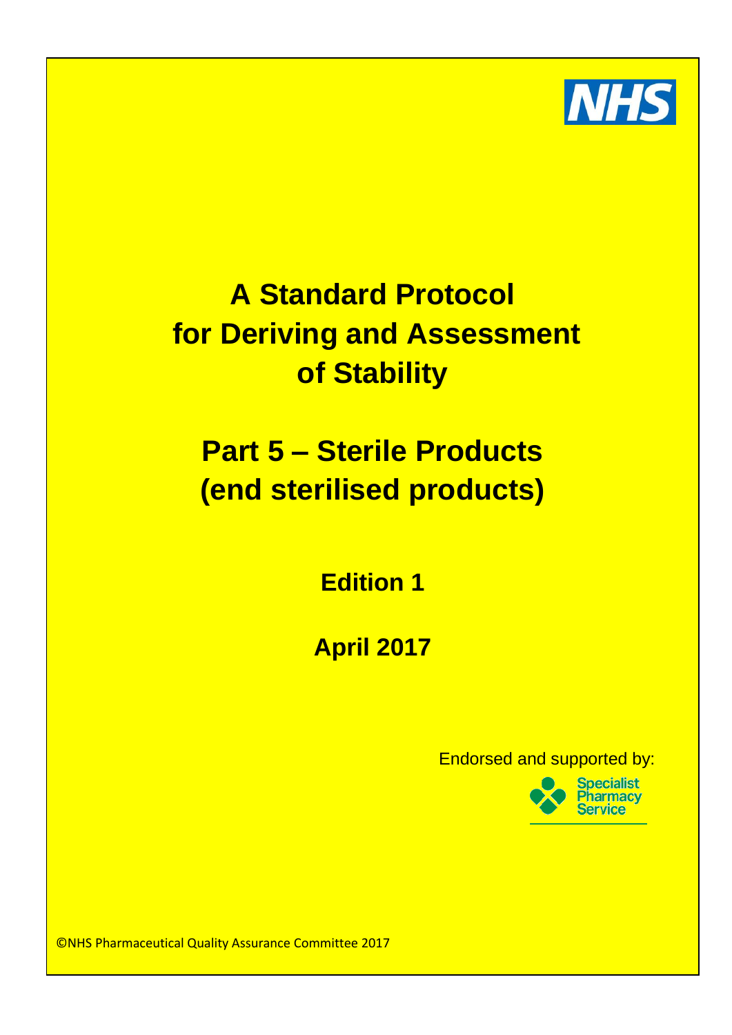NHS

# A Standard Protocol for Deriving and Assessment of Stability

# Part 5 – Sterile Products (end sterilised products)

## Edition 1

## April 2017

Endorsed and supported by:

Specialist Pharmacy Service

©NHS Pharmaceutical Quality Assurance Committee 2017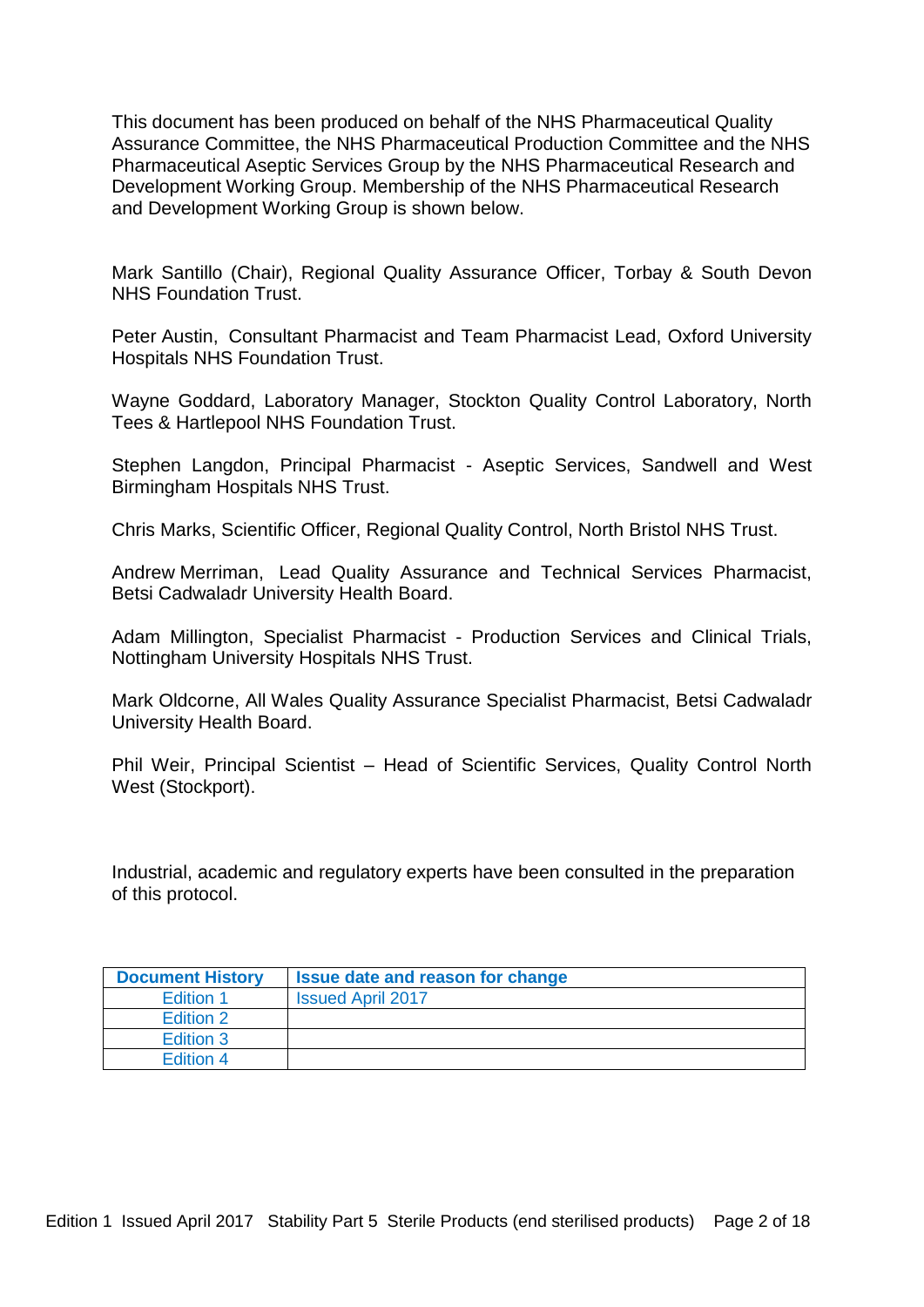This document has been produced on behalf of the NHS Pharmaceutical Quality Assurance Committee, the NHS Pharmaceutical Production Committee and the NHS Pharmaceutical Aseptic Services Group by the NHS Pharmaceutical Research and Development Working Group. Membership of the NHS Pharmaceutical Research and Development Working Group is shown below.

Mark Santillo (Chair), Regional Quality Assurance Officer, Torbay & South Devon NHS Foundation Trust.

Peter Austin, Consultant Pharmacist and Team Pharmacist Lead, Oxford University Hospitals NHS Foundation Trust.

Wayne Goddard, Laboratory Manager, Stockton Quality Control Laboratory, North Tees & Hartlepool NHS Foundation Trust.

Stephen Langdon, Principal Pharmacist - Aseptic Services, Sandwell and West Birmingham Hospitals NHS Trust.

Chris Marks, Scientific Officer, Regional Quality Control, North Bristol NHS Trust.

Andrew Merriman, Lead Quality Assurance and Technical Services Pharmacist, Betsi Cadwaladr University Health Board.

Adam Millington, Specialist Pharmacist - Production Services and Clinical Trials, Nottingham University Hospitals NHS Trust.

Mark Oldcorne, All Wales Quality Assurance Specialist Pharmacist, Betsi Cadwaladr University Health Board.

Phil Weir, Principal Scientist – Head of Scientific Services, Quality Control North West (Stockport).

Industrial, academic and regulatory experts have been consulted in the preparation of this protocol.

| Document History | Issue date and reason for change |
|---|---|
| Edition 1 | Issued April 2017 |
| Edition 2 | |
| Edition 3 | |
| Edition 4 | |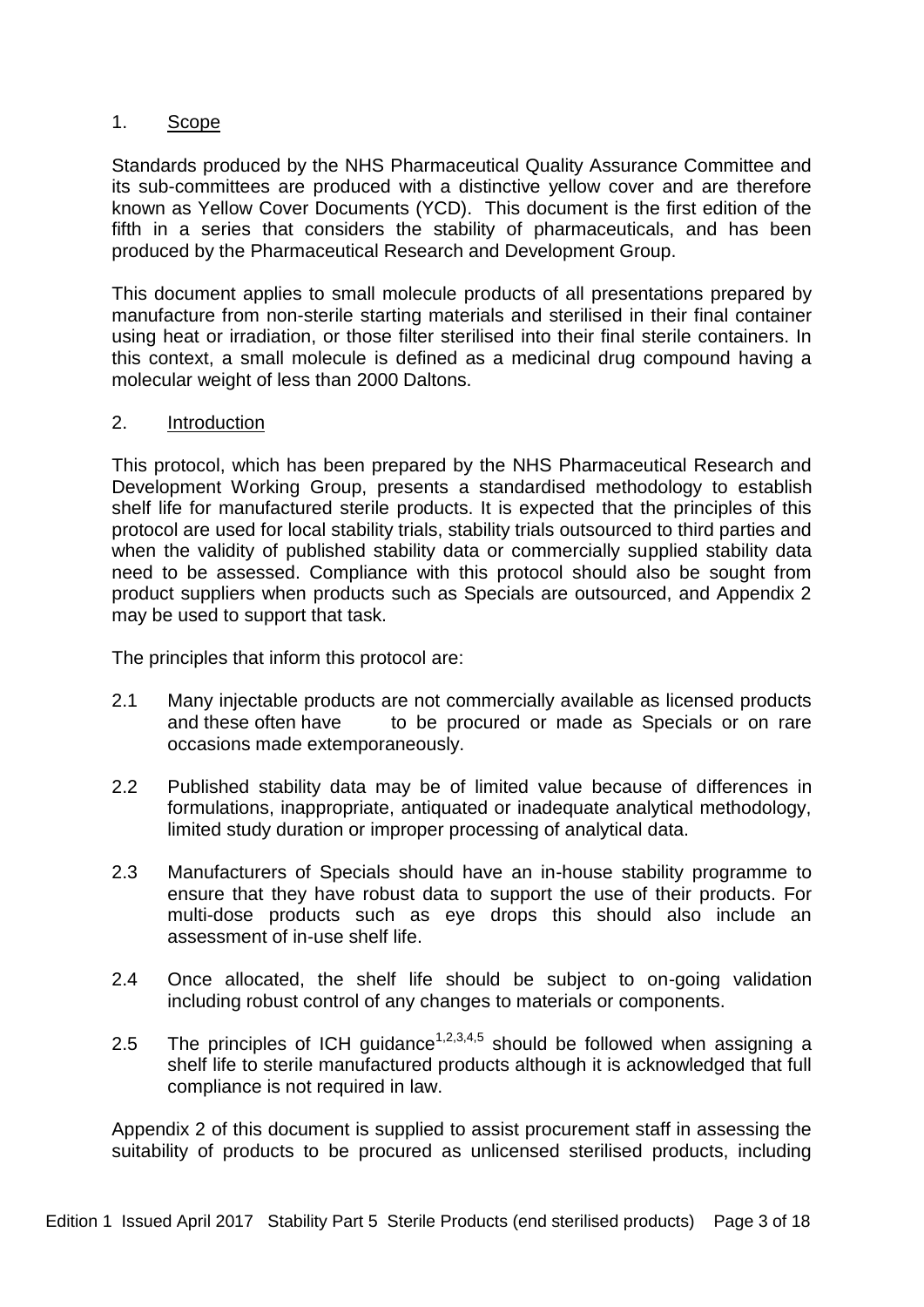## 1. Scope

Standards produced by the NHS Pharmaceutical Quality Assurance Committee and its sub-committees are produced with a distinctive yellow cover and are therefore known as Yellow Cover Documents (YCD). This document is the first edition of the fifth in a series that considers the stability of pharmaceuticals, and has been produced by the Pharmaceutical Research and Development Group.

This document applies to small molecule products of all presentations prepared by manufacture from non-sterile starting materials and sterilised in their final container using heat or irradiation, or those filter sterilised into their final sterile containers. In this context, a small molecule is defined as a medicinal drug compound having a molecular weight of less than 2000 Daltons.

## 2. Introduction

This protocol, which has been prepared by the NHS Pharmaceutical Research and Development Working Group, presents a standardised methodology to establish shelf life for manufactured sterile products. It is expected that the principles of this protocol are used for local stability trials, stability trials outsourced to third parties and when the validity of published stability data or commercially supplied stability data need to be assessed. Compliance with this protocol should also be sought from product suppliers when products such as Specials are outsourced, and Appendix 2 may be used to support that task.

The principles that inform this protocol are:

2.1 Many injectable products are not commercially available as licensed products and these often have to be procured or made as Specials or on rare occasions made extemporaneously.

2.2 Published stability data may be of limited value because of differences in formulations, inappropriate, antiquated or inadequate analytical methodology, limited study duration or improper processing of analytical data.

2.3 Manufacturers of Specials should have an in-house stability programme to ensure that they have robust data to support the use of their products. For multi-dose products such as eye drops this should also include an assessment of in-use shelf life.

2.4 Once allocated, the shelf life should be subject to on-going validation including robust control of any changes to materials or components.

2.5 The principles of ICH guidance[1,2,3,4,5] should be followed when assigning a shelf life to sterile manufactured products although it is acknowledged that full compliance is not required in law.

Appendix 2 of this document is supplied to assist procurement staff in assessing the suitability of products to be procured as unlicensed sterilised products, including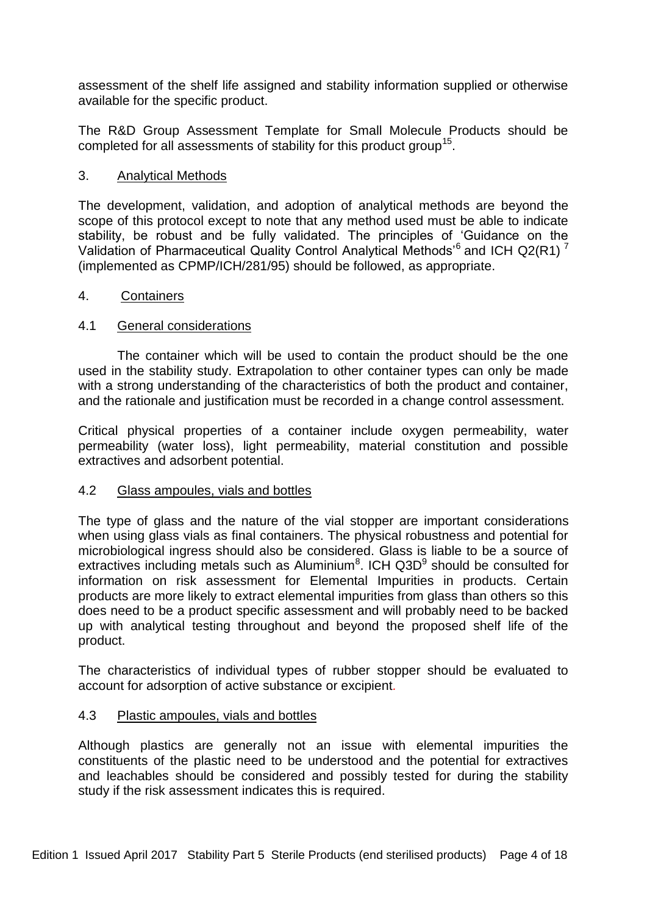assessment of the shelf life assigned and stability information supplied or otherwise available for the specific product.

The R&D Group Assessment Template for Small Molecule Products should be completed for all assessments of stability for this product group[15].

## 3. Analytical Methods

The development, validation, and adoption of analytical methods are beyond the scope of this protocol except to note that any method used must be able to indicate stability, be robust and be fully validated. The principles of 'Guidance on the Validation of Pharmaceutical Quality Control Analytical Methods'[6] and ICH Q2(R1)[7] (implemented as CPMP/ICH/281/95) should be followed, as appropriate.

## 4. Containers

### 4.1 General considerations

The container which will be used to contain the product should be the one used in the stability study. Extrapolation to other container types can only be made with a strong understanding of the characteristics of both the product and container, and the rationale and justification must be recorded in a change control assessment.

Critical physical properties of a container include oxygen permeability, water permeability (water loss), light permeability, material constitution and possible extractives and adsorbent potential.

### 4.2 Glass ampoules, vials and bottles

The type of glass and the nature of the vial stopper are important considerations when using glass vials as final containers. The physical robustness and potential for microbiological ingress should also be considered. Glass is liable to be a source of extractives including metals such as Aluminium[8]. ICH Q3D[9] should be consulted for information on risk assessment for Elemental Impurities in products. Certain products are more likely to extract elemental impurities from glass than others so this does need to be a product specific assessment and will probably need to be backed up with analytical testing throughout and beyond the proposed shelf life of the product.

The characteristics of individual types of rubber stopper should be evaluated to account for adsorption of active substance or excipient.

### 4.3 Plastic ampoules, vials and bottles

Although plastics are generally not an issue with elemental impurities the constituents of the plastic need to be understood and the potential for extractives and leachables should be considered and possibly tested for during the stability study if the risk assessment indicates this is required.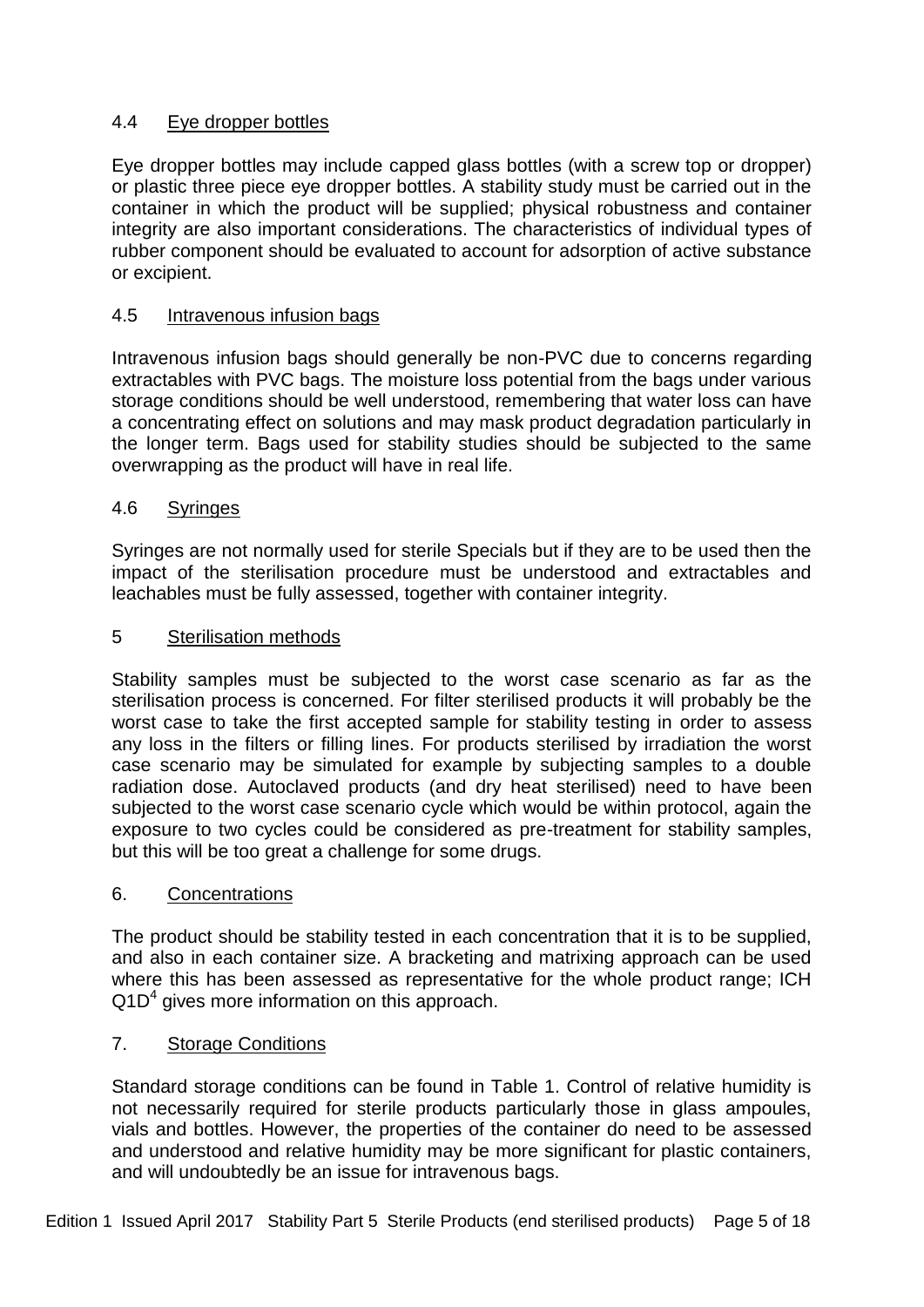### 4.4 Eye dropper bottles

Eye dropper bottles may include capped glass bottles (with a screw top or dropper) or plastic three piece eye dropper bottles. A stability study must be carried out in the container in which the product will be supplied; physical robustness and container integrity are also important considerations. The characteristics of individual types of rubber component should be evaluated to account for adsorption of active substance or excipient.

### 4.5 Intravenous infusion bags

Intravenous infusion bags should generally be non-PVC due to concerns regarding extractables with PVC bags. The moisture loss potential from the bags under various storage conditions should be well understood, remembering that water loss can have a concentrating effect on solutions and may mask product degradation particularly in the longer term. Bags used for stability studies should be subjected to the same overwrapping as the product will have in real life.

### 4.6 Syringes

Syringes are not normally used for sterile Specials but if they are to be used then the impact of the sterilisation procedure must be understood and extractables and leachables must be fully assessed, together with container integrity.

## 5 Sterilisation methods

Stability samples must be subjected to the worst case scenario as far as the sterilisation process is concerned. For filter sterilised products it will probably be the worst case to take the first accepted sample for stability testing in order to assess any loss in the filters or filling lines. For products sterilised by irradiation the worst case scenario may be simulated for example by subjecting samples to a double radiation dose. Autoclaved products (and dry heat sterilised) need to have been subjected to the worst case scenario cycle which would be within protocol, again the exposure to two cycles could be considered as pre-treatment for stability samples, but this will be too great a challenge for some drugs.

## 6. Concentrations

The product should be stability tested in each concentration that it is to be supplied, and also in each container size. A bracketing and matrixing approach can be used where this has been assessed as representative for the whole product range; ICH Q1D[4] gives more information on this approach.

## 7. Storage Conditions

Standard storage conditions can be found in Table 1. Control of relative humidity is not necessarily required for sterile products particularly those in glass ampoules, vials and bottles. However, the properties of the container do need to be assessed and understood and relative humidity may be more significant for plastic containers, and will undoubtedly be an issue for intravenous bags.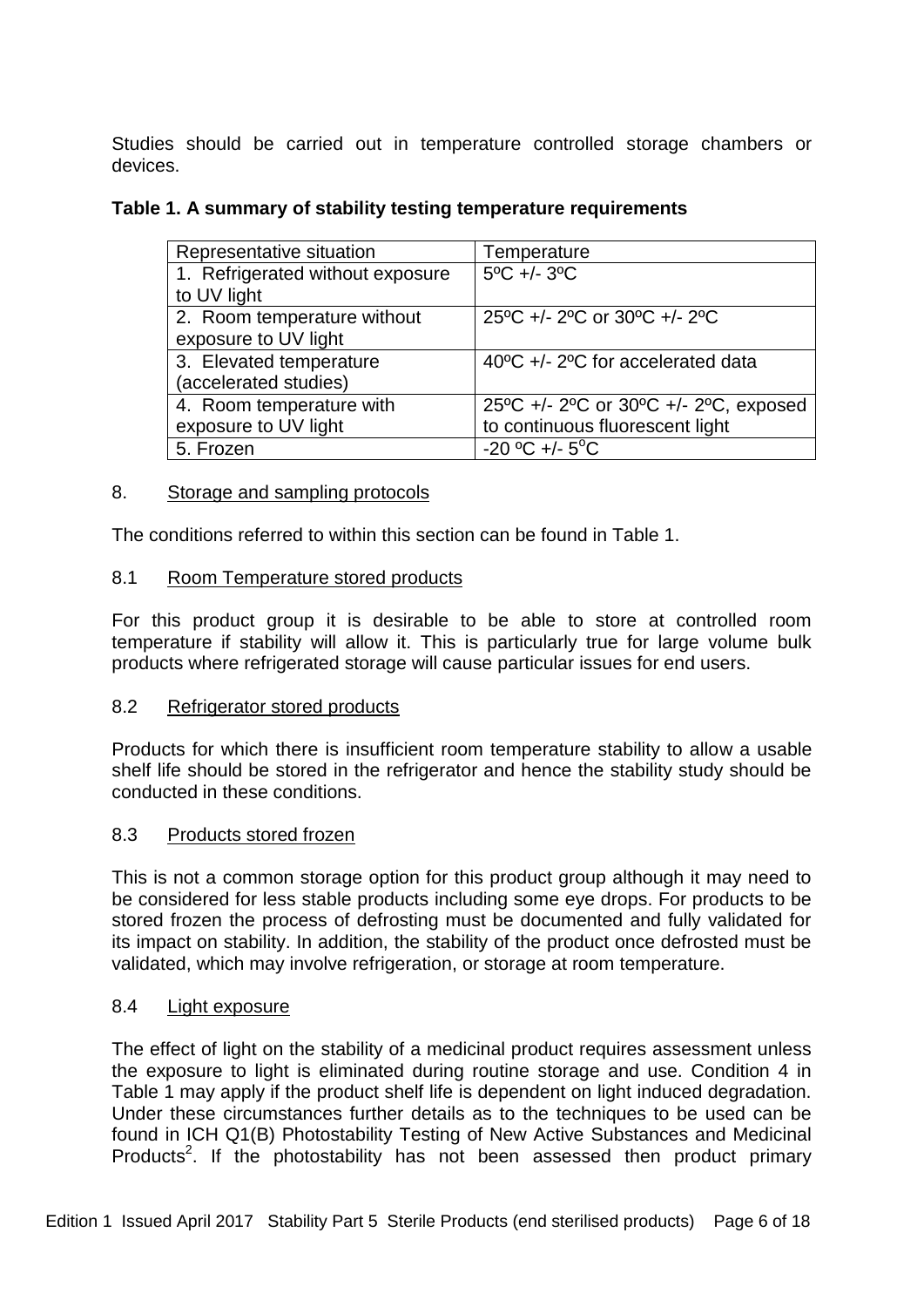Studies should be carried out in temperature controlled storage chambers or devices.

**Table 1. A summary of stability testing temperature requirements**

| Representative situation | Temperature |
| --- | --- |
| 1. Refrigerated without exposure to UV light | 5ºC +/- 3ºC |
| 2. Room temperature without exposure to UV light | 25ºC +/- 2ºC or 30ºC +/- 2ºC |
| 3. Elevated temperature (accelerated studies) | 40ºC +/- 2ºC for accelerated data |
| 4. Room temperature with exposure to UV light | 25ºC +/- 2ºC or 30ºC +/- 2ºC, exposed to continuous fluorescent light |
| 5. Frozen | -20 ºC +/- 5ºC |

## 8. Storage and sampling protocols

The conditions referred to within this section can be found in Table 1.

### 8.1 Room Temperature stored products

For this product group it is desirable to be able to store at controlled room temperature if stability will allow it. This is particularly true for large volume bulk products where refrigerated storage will cause particular issues for end users.

### 8.2 Refrigerator stored products

Products for which there is insufficient room temperature stability to allow a usable shelf life should be stored in the refrigerator and hence the stability study should be conducted in these conditions.

### 8.3 Products stored frozen

This is not a common storage option for this product group although it may need to be considered for less stable products including some eye drops. For products to be stored frozen the process of defrosting must be documented and fully validated for its impact on stability. In addition, the stability of the product once defrosted must be validated, which may involve refrigeration, or storage at room temperature.

### 8.4 Light exposure

The effect of light on the stability of a medicinal product requires assessment unless the exposure to light is eliminated during routine storage and use. Condition 4 in Table 1 may apply if the product shelf life is dependent on light induced degradation. Under these circumstances further details as to the techniques to be used can be found in ICH Q1(B) Photostability Testing of New Active Substances and Medicinal Products[2]. If the photostability has not been assessed then product primary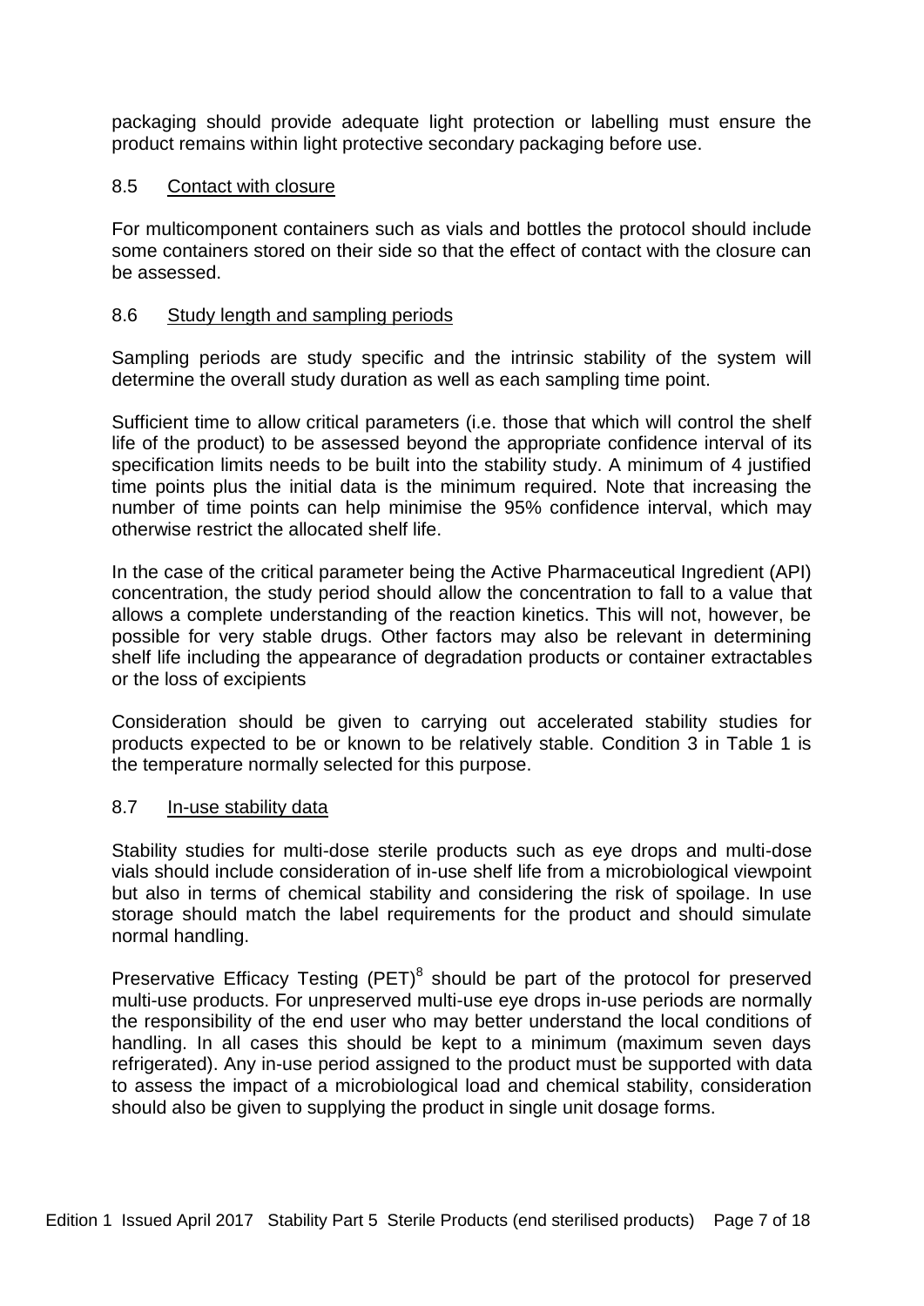packaging should provide adequate light protection or labelling must ensure the product remains within light protective secondary packaging before use.

### 8.5 Contact with closure

For multicomponent containers such as vials and bottles the protocol should include some containers stored on their side so that the effect of contact with the closure can be assessed.

### 8.6 Study length and sampling periods

Sampling periods are study specific and the intrinsic stability of the system will determine the overall study duration as well as each sampling time point.

Sufficient time to allow critical parameters (i.e. those that which will control the shelf life of the product) to be assessed beyond the appropriate confidence interval of its specification limits needs to be built into the stability study. A minimum of 4 justified time points plus the initial data is the minimum required. Note that increasing the number of time points can help minimise the 95% confidence interval, which may otherwise restrict the allocated shelf life.

In the case of the critical parameter being the Active Pharmaceutical Ingredient (API) concentration, the study period should allow the concentration to fall to a value that allows a complete understanding of the reaction kinetics. This will not, however, be possible for very stable drugs. Other factors may also be relevant in determining shelf life including the appearance of degradation products or container extractables or the loss of excipients

Consideration should be given to carrying out accelerated stability studies for products expected to be or known to be relatively stable. Condition 3 in Table 1 is the temperature normally selected for this purpose.

### 8.7 In-use stability data

Stability studies for multi-dose sterile products such as eye drops and multi-dose vials should include consideration of in-use shelf life from a microbiological viewpoint but also in terms of chemical stability and considering the risk of spoilage. In use storage should match the label requirements for the product and should simulate normal handling.

Preservative Efficacy Testing (PET)[8] should be part of the protocol for preserved multi-use products. For unpreserved multi-use eye drops in-use periods are normally the responsibility of the end user who may better understand the local conditions of handling. In all cases this should be kept to a minimum (maximum seven days refrigerated). Any in-use period assigned to the product must be supported with data to assess the impact of a microbiological load and chemical stability, consideration should also be given to supplying the product in single unit dosage forms.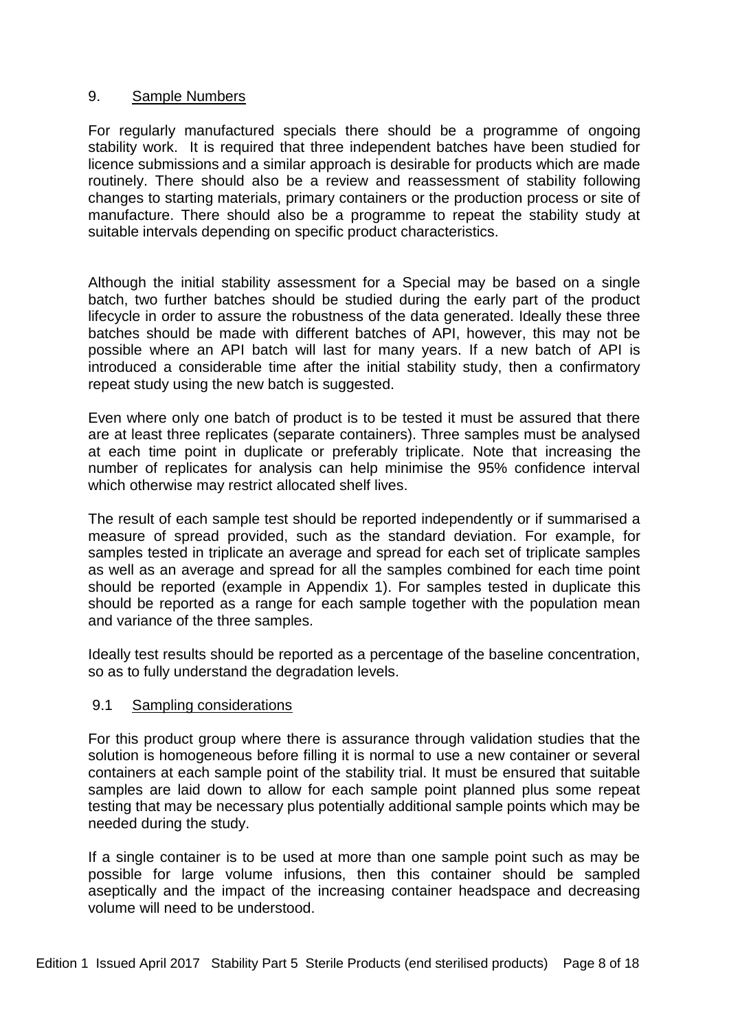## 9. Sample Numbers

For regularly manufactured specials there should be a programme of ongoing stability work. It is required that three independent batches have been studied for licence submissions and a similar approach is desirable for products which are made routinely. There should also be a review and reassessment of stability following changes to starting materials, primary containers or the production process or site of manufacture. There should also be a programme to repeat the stability study at suitable intervals depending on specific product characteristics.

Although the initial stability assessment for a Special may be based on a single batch, two further batches should be studied during the early part of the product lifecycle in order to assure the robustness of the data generated. Ideally these three batches should be made with different batches of API, however, this may not be possible where an API batch will last for many years. If a new batch of API is introduced a considerable time after the initial stability study, then a confirmatory repeat study using the new batch is suggested.

Even where only one batch of product is to be tested it must be assured that there are at least three replicates (separate containers). Three samples must be analysed at each time point in duplicate or preferably triplicate. Note that increasing the number of replicates for analysis can help minimise the 95% confidence interval which otherwise may restrict allocated shelf lives.

The result of each sample test should be reported independently or if summarised a measure of spread provided, such as the standard deviation. For example, for samples tested in triplicate an average and spread for each set of triplicate samples as well as an average and spread for all the samples combined for each time point should be reported (example in Appendix 1). For samples tested in duplicate this should be reported as a range for each sample together with the population mean and variance of the three samples.

Ideally test results should be reported as a percentage of the baseline concentration, so as to fully understand the degradation levels.

### 9.1 Sampling considerations

For this product group where there is assurance through validation studies that the solution is homogeneous before filling it is normal to use a new container or several containers at each sample point of the stability trial. It must be ensured that suitable samples are laid down to allow for each sample point planned plus some repeat testing that may be necessary plus potentially additional sample points which may be needed during the study.

If a single container is to be used at more than one sample point such as may be possible for large volume infusions, then this container should be sampled aseptically and the impact of the increasing container headspace and decreasing volume will need to be understood.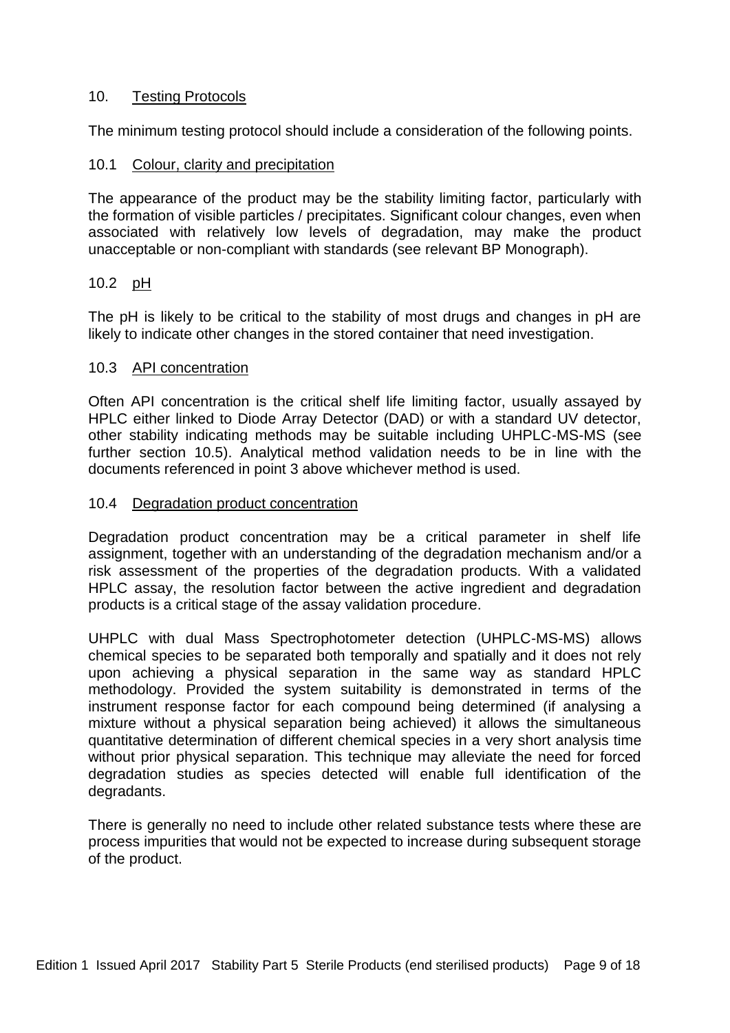## 10. Testing Protocols

The minimum testing protocol should include a consideration of the following points.

### 10.1 Colour, clarity and precipitation

The appearance of the product may be the stability limiting factor, particularly with the formation of visible particles / precipitates. Significant colour changes, even when associated with relatively low levels of degradation, may make the product unacceptable or non-compliant with standards (see relevant BP Monograph).

### 10.2 pH

The pH is likely to be critical to the stability of most drugs and changes in pH are likely to indicate other changes in the stored container that need investigation.

### 10.3 API concentration

Often API concentration is the critical shelf life limiting factor, usually assayed by HPLC either linked to Diode Array Detector (DAD) or with a standard UV detector, other stability indicating methods may be suitable including UHPLC-MS-MS (see further section 10.5). Analytical method validation needs to be in line with the documents referenced in point 3 above whichever method is used.

### 10.4 Degradation product concentration

Degradation product concentration may be a critical parameter in shelf life assignment, together with an understanding of the degradation mechanism and/or a risk assessment of the properties of the degradation products. With a validated HPLC assay, the resolution factor between the active ingredient and degradation products is a critical stage of the assay validation procedure.

UHPLC with dual Mass Spectrophotometer detection (UHPLC-MS-MS) allows chemical species to be separated both temporally and spatially and it does not rely upon achieving a physical separation in the same way as standard HPLC methodology. Provided the system suitability is demonstrated in terms of the instrument response factor for each compound being determined (if analysing a mixture without a physical separation being achieved) it allows the simultaneous quantitative determination of different chemical species in a very short analysis time without prior physical separation. This technique may alleviate the need for forced degradation studies as species detected will enable full identification of the degradants.

There is generally no need to include other related substance tests where these are process impurities that would not be expected to increase during subsequent storage of the product.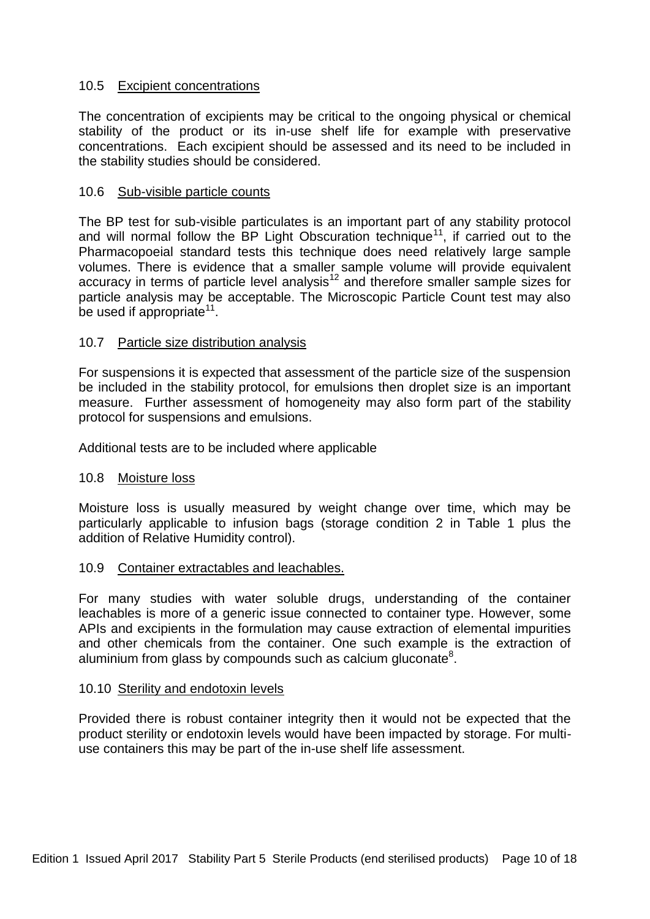### 10.5 Excipient concentrations

The concentration of excipients may be critical to the ongoing physical or chemical stability of the product or its in-use shelf life for example with preservative concentrations. Each excipient should be assessed and its need to be included in the stability studies should be considered.

### 10.6 Sub-visible particle counts

The BP test for sub-visible particulates is an important part of any stability protocol and will normal follow the BP Light Obscuration technique[11], if carried out to the Pharmacopoeial standard tests this technique does need relatively large sample volumes. There is evidence that a smaller sample volume will provide equivalent accuracy in terms of particle level analysis[12] and therefore smaller sample sizes for particle analysis may be acceptable. The Microscopic Particle Count test may also be used if appropriate[11].

### 10.7 Particle size distribution analysis

For suspensions it is expected that assessment of the particle size of the suspension be included in the stability protocol, for emulsions then droplet size is an important measure. Further assessment of homogeneity may also form part of the stability protocol for suspensions and emulsions.

Additional tests are to be included where applicable

### 10.8 Moisture loss

Moisture loss is usually measured by weight change over time, which may be particularly applicable to infusion bags (storage condition 2 in Table 1 plus the addition of Relative Humidity control).

### 10.9 Container extractables and leachables.

For many studies with water soluble drugs, understanding of the container leachables is more of a generic issue connected to container type. However, some APIs and excipients in the formulation may cause extraction of elemental impurities and other chemicals from the container. One such example is the extraction of aluminium from glass by compounds such as calcium gluconate[8].

### 10.10 Sterility and endotoxin levels

Provided there is robust container integrity then it would not be expected that the product sterility or endotoxin levels would have been impacted by storage. For multi-use containers this may be part of the in-use shelf life assessment.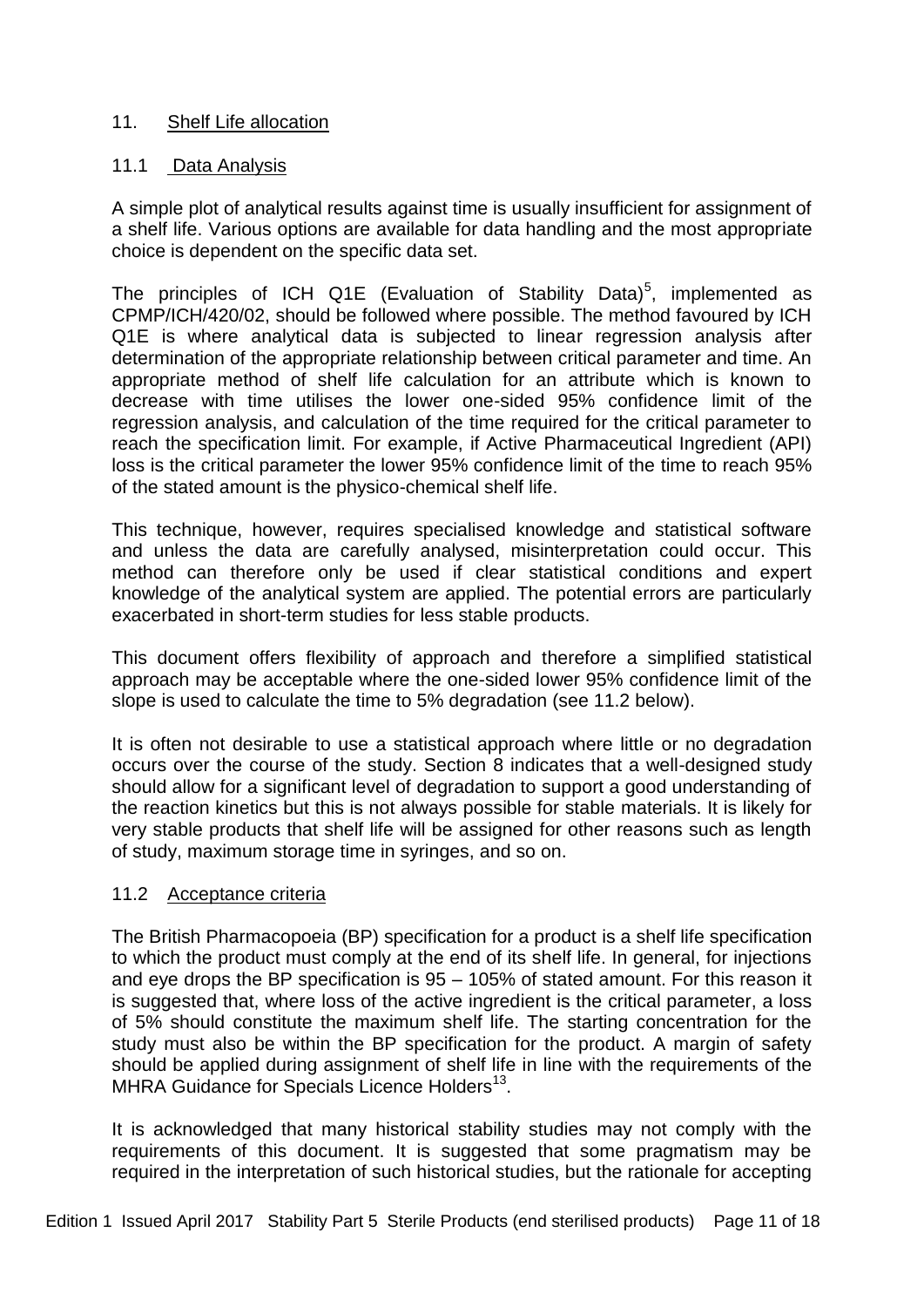## 11. Shelf Life allocation

### 11.1 Data Analysis

A simple plot of analytical results against time is usually insufficient for assignment of a shelf life. Various options are available for data handling and the most appropriate choice is dependent on the specific data set.

The principles of ICH Q1E (Evaluation of Stability Data)[5], implemented as CPMP/ICH/420/02, should be followed where possible. The method favoured by ICH Q1E is where analytical data is subjected to linear regression analysis after determination of the appropriate relationship between critical parameter and time. An appropriate method of shelf life calculation for an attribute which is known to decrease with time utilises the lower one-sided 95% confidence limit of the regression analysis, and calculation of the time required for the critical parameter to reach the specification limit. For example, if Active Pharmaceutical Ingredient (API) loss is the critical parameter the lower 95% confidence limit of the time to reach 95% of the stated amount is the physico-chemical shelf life.

This technique, however, requires specialised knowledge and statistical software and unless the data are carefully analysed, misinterpretation could occur. This method can therefore only be used if clear statistical conditions and expert knowledge of the analytical system are applied. The potential errors are particularly exacerbated in short-term studies for less stable products.

This document offers flexibility of approach and therefore a simplified statistical approach may be acceptable where the one-sided lower 95% confidence limit of the slope is used to calculate the time to 5% degradation (see 11.2 below).

It is often not desirable to use a statistical approach where little or no degradation occurs over the course of the study. Section 8 indicates that a well-designed study should allow for a significant level of degradation to support a good understanding of the reaction kinetics but this is not always possible for stable materials. It is likely for very stable products that shelf life will be assigned for other reasons such as length of study, maximum storage time in syringes, and so on.

### 11.2 Acceptance criteria

The British Pharmacopoeia (BP) specification for a product is a shelf life specification to which the product must comply at the end of its shelf life. In general, for injections and eye drops the BP specification is 95 – 105% of stated amount. For this reason it is suggested that, where loss of the active ingredient is the critical parameter, a loss of 5% should constitute the maximum shelf life. The starting concentration for the study must also be within the BP specification for the product. A margin of safety should be applied during assignment of shelf life in line with the requirements of the MHRA Guidance for Specials Licence Holders[13].

It is acknowledged that many historical stability studies may not comply with the requirements of this document. It is suggested that some pragmatism may be required in the interpretation of such historical studies, but the rationale for accepting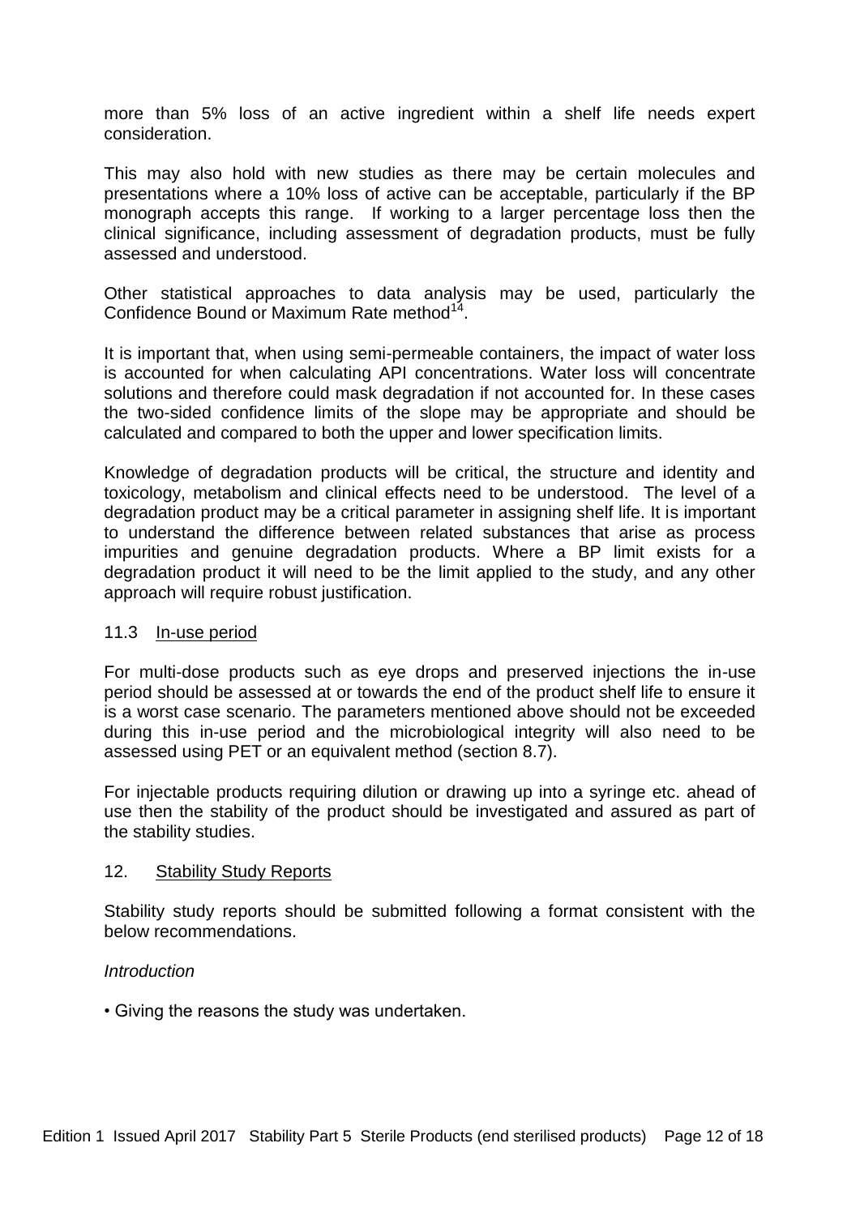more than 5% loss of an active ingredient within a shelf life needs expert consideration.

This may also hold with new studies as there may be certain molecules and presentations where a 10% loss of active can be acceptable, particularly if the BP monograph accepts this range. If working to a larger percentage loss then the clinical significance, including assessment of degradation products, must be fully assessed and understood.

Other statistical approaches to data analysis may be used, particularly the Confidence Bound or Maximum Rate method[14].

It is important that, when using semi-permeable containers, the impact of water loss is accounted for when calculating API concentrations. Water loss will concentrate solutions and therefore could mask degradation if not accounted for. In these cases the two-sided confidence limits of the slope may be appropriate and should be calculated and compared to both the upper and lower specification limits.

Knowledge of degradation products will be critical, the structure and identity and toxicology, metabolism and clinical effects need to be understood. The level of a degradation product may be a critical parameter in assigning shelf life. It is important to understand the difference between related substances that arise as process impurities and genuine degradation products. Where a BP limit exists for a degradation product it will need to be the limit applied to the study, and any other approach will require robust justification.

### 11.3 In-use period

For multi-dose products such as eye drops and preserved injections the in-use period should be assessed at or towards the end of the product shelf life to ensure it is a worst case scenario. The parameters mentioned above should not be exceeded during this in-use period and the microbiological integrity will also need to be assessed using PET or an equivalent method (section 8.7).

For injectable products requiring dilution or drawing up into a syringe etc. ahead of use then the stability of the product should be investigated and assured as part of the stability studies.

## 12. Stability Study Reports

Stability study reports should be submitted following a format consistent with the below recommendations.

*Introduction*

- Giving the reasons the study was undertaken.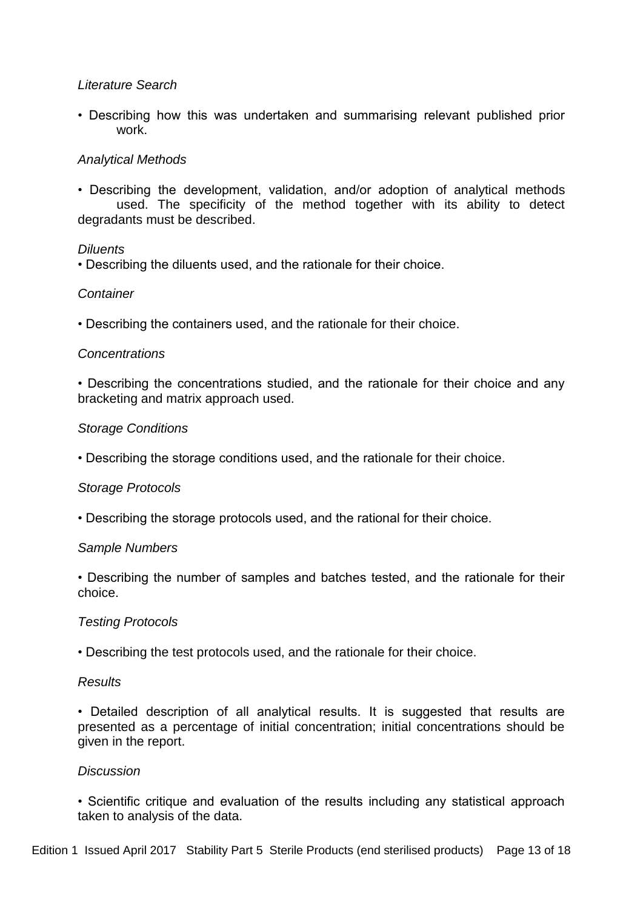*Literature Search*

- Describing how this was undertaken and summarising relevant published prior work.

*Analytical Methods*

- Describing the development, validation, and/or adoption of analytical methods used. The specificity of the method together with its ability to detect degradants must be described.

*Diluents*

- Describing the diluents used, and the rationale for their choice.

*Container*

- Describing the containers used, and the rationale for their choice.

*Concentrations*

- Describing the concentrations studied, and the rationale for their choice and any bracketing and matrix approach used.

*Storage Conditions*

- Describing the storage conditions used, and the rationale for their choice.

*Storage Protocols*

- Describing the storage protocols used, and the rational for their choice.

*Sample Numbers*

- Describing the number of samples and batches tested, and the rationale for their choice.

*Testing Protocols*

- Describing the test protocols used, and the rationale for their choice.

*Results*

- Detailed description of all analytical results. It is suggested that results are presented as a percentage of initial concentration; initial concentrations should be given in the report.

*Discussion*

- Scientific critique and evaluation of the results including any statistical approach taken to analysis of the data.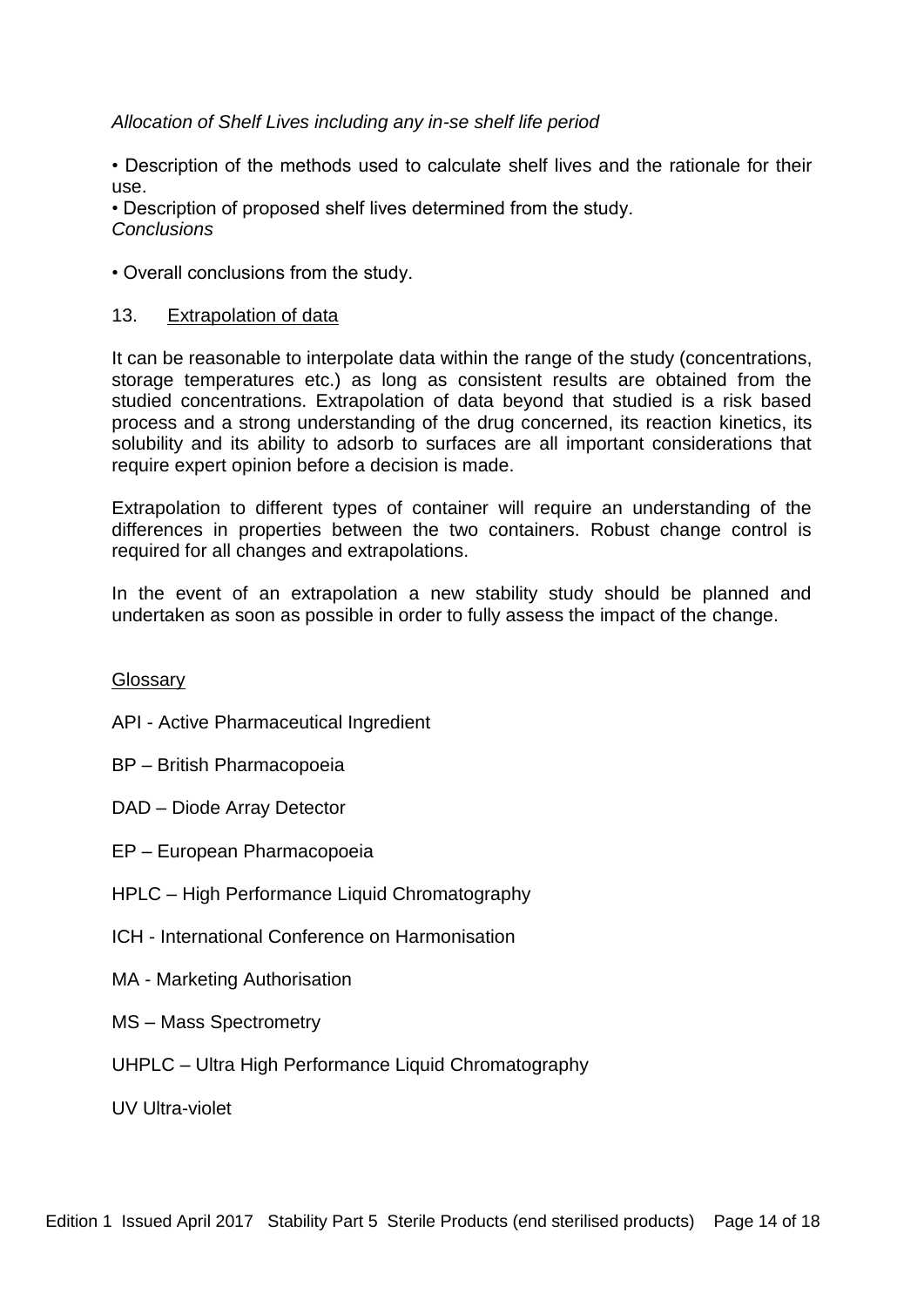*Allocation of Shelf Lives including any in-se shelf life period*

• Description of the methods used to calculate shelf lives and the rationale for their use.
• Description of proposed shelf lives determined from the study.

*Conclusions*

• Overall conclusions from the study.

## 13. Extrapolation of data

It can be reasonable to interpolate data within the range of the study (concentrations, storage temperatures etc.) as long as consistent results are obtained from the studied concentrations. Extrapolation of data beyond that studied is a risk based process and a strong understanding of the drug concerned, its reaction kinetics, its solubility and its ability to adsorb to surfaces are all important considerations that require expert opinion before a decision is made.

Extrapolation to different types of container will require an understanding of the differences in properties between the two containers. Robust change control is required for all changes and extrapolations.

In the event of an extrapolation a new stability study should be planned and undertaken as soon as possible in order to fully assess the impact of the change.

## Glossary

API - Active Pharmaceutical Ingredient

BP – British Pharmacopoeia

DAD – Diode Array Detector

EP – European Pharmacopoeia

HPLC – High Performance Liquid Chromatography

ICH - International Conference on Harmonisation

MA - Marketing Authorisation

MS – Mass Spectrometry

UHPLC – Ultra High Performance Liquid Chromatography

UV Ultra-violet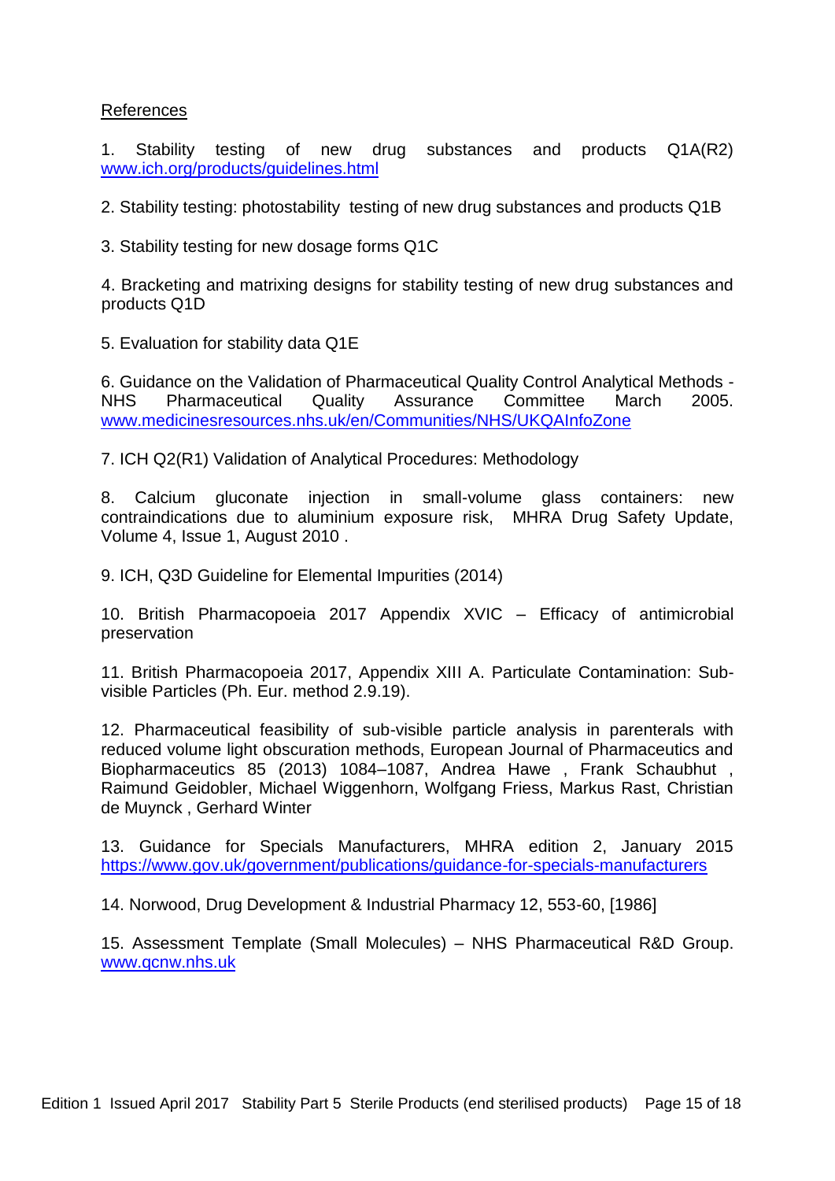References

1. Stability testing of new drug substances and products Q1A(R2) www.ich.org/products/guidelines.html

2. Stability testing: photostability testing of new drug substances and products Q1B

3. Stability testing for new dosage forms Q1C

4. Bracketing and matrixing designs for stability testing of new drug substances and products Q1D

5. Evaluation for stability data Q1E

6. Guidance on the Validation of Pharmaceutical Quality Control Analytical Methods - NHS Pharmaceutical Quality Assurance Committee March 2005. www.medicinesresources.nhs.uk/en/Communities/NHS/UKQAInfoZone

7. ICH Q2(R1) Validation of Analytical Procedures: Methodology

8. Calcium gluconate injection in small-volume glass containers: new contraindications due to aluminium exposure risk, MHRA Drug Safety Update, Volume 4, Issue 1, August 2010 .

9. ICH, Q3D Guideline for Elemental Impurities (2014)

10. British Pharmacopoeia 2017 Appendix XVIC – Efficacy of antimicrobial preservation

11. British Pharmacopoeia 2017, Appendix XIII A. Particulate Contamination: Sub-visible Particles (Ph. Eur. method 2.9.19).

12. Pharmaceutical feasibility of sub-visible particle analysis in parenterals with reduced volume light obscuration methods, European Journal of Pharmaceutics and Biopharmaceutics 85 (2013) 1084–1087, Andrea Hawe , Frank Schaubhut , Raimund Geidobler, Michael Wiggenhorn, Wolfgang Friess, Markus Rast, Christian de Muynck , Gerhard Winter

13. Guidance for Specials Manufacturers, MHRA edition 2, January 2015 https://www.gov.uk/government/publications/guidance-for-specials-manufacturers

14. Norwood, Drug Development & Industrial Pharmacy 12, 553-60, [1986]

15. Assessment Template (Small Molecules) – NHS Pharmaceutical R&D Group. www.qcnw.nhs.uk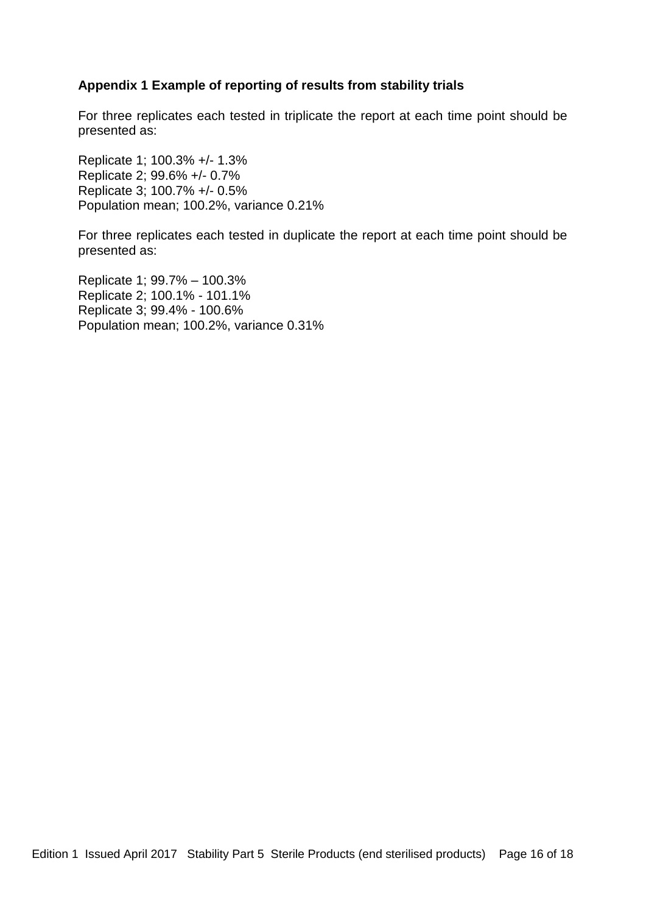**Appendix 1 Example of reporting of results from stability trials**

For three replicates each tested in triplicate the report at each time point should be presented as:

Replicate 1; 100.3% +/- 1.3%
Replicate 2; 99.6% +/- 0.7%
Replicate 3; 100.7% +/- 0.5%
Population mean; 100.2%, variance 0.21%

For three replicates each tested in duplicate the report at each time point should be presented as:

Replicate 1; 99.7% – 100.3%
Replicate 2; 100.1% - 101.1%
Replicate 3; 99.4% - 100.6%
Population mean; 100.2%, variance 0.31%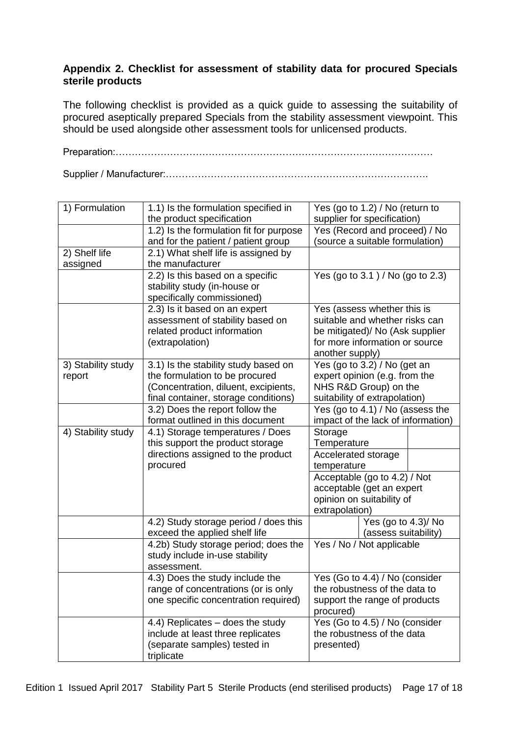**Appendix 2. Checklist for assessment of stability data for procured Specials sterile products**

The following checklist is provided as a quick guide to assessing the suitability of procured aseptically prepared Specials from the stability assessment viewpoint. This should be used alongside other assessment tools for unlicensed products.

Preparation:……………………………………………………………………………………

Supplier / Manufacturer:……………………………………………………………………….

| | | | |
|---|---|---|---|
| 1) Formulation | 1.1) Is the formulation specified in the product specification | Yes (go to 1.2) / No (return to supplier for specification) | |
| | 1.2) Is the formulation fit for purpose and for the patient / patient group | Yes (Record and proceed) / No (source a suitable formulation) | |
| 2) Shelf life assigned | 2.1) What shelf life is assigned by the manufacturer | | |
| | 2.2) Is this based on a specific stability study (in-house or specifically commissioned) | Yes (go to 3.1 ) / No (go to 2.3) | |
| | 2.3) Is it based on an expert assessment of stability based on related product information (extrapolation) | Yes (assess whether this is suitable and whether risks can be mitigated)/ No (Ask supplier for more information or source another supply) | |
| 3) Stability study report | 3.1) Is the stability study based on the formulation to be procured (Concentration, diluent, excipients, final container, storage conditions) | Yes (go to 3.2) / No (get an expert opinion (e.g. from the NHS R&D Group) on the suitability of extrapolation) | |
| | 3.2) Does the report follow the format outlined in this document | Yes (go to 4.1) / No (assess the impact of the lack of information) | |
| 4) Stability study | 4.1) Storage temperatures / Does this support the product storage directions assigned to the product procured | Storage Temperature | |
| | | Accelerated storage temperature | |
| | | Acceptable (go to 4.2) / Not acceptable (get an expert opinion on suitability of extrapolation) | |
| | 4.2) Study storage period / does this exceed the applied shelf life | | Yes (go to 4.3)/ No (assess suitability) |
| | 4.2b) Study storage period; does the study include in-use stability assessment. | Yes / No / Not applicable | |
| | 4.3) Does the study include the range of concentrations (or is only one specific concentration required) | Yes (Go to 4.4) / No (consider the robustness of the data to support the range of products procured) | |
| | 4.4) Replicates – does the study include at least three replicates (separate samples) tested in triplicate | Yes (Go to 4.5) / No (consider the robustness of the data presented) | |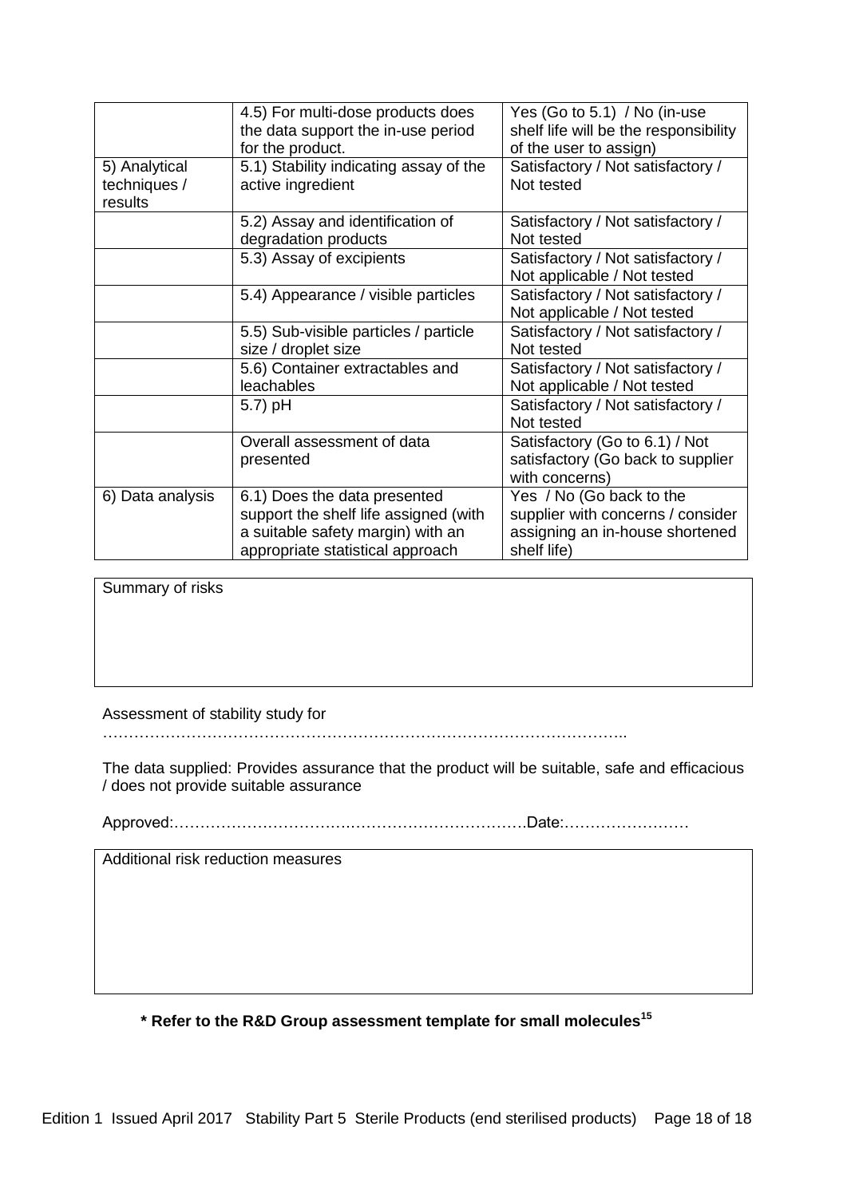| | | |
|---|---|---|
| | 4.5) For multi-dose products does the data support the in-use period for the product. | Yes (Go to 5.1) / No (in-use shelf life will be the responsibility of the user to assign) |
| 5) Analytical techniques / results | 5.1) Stability indicating assay of the active ingredient | Satisfactory / Not satisfactory / Not tested |
| | 5.2) Assay and identification of degradation products | Satisfactory / Not satisfactory / Not tested |
| | 5.3) Assay of excipients | Satisfactory / Not satisfactory / Not applicable / Not tested |
| | 5.4) Appearance / visible particles | Satisfactory / Not satisfactory / Not applicable / Not tested |
| | 5.5) Sub-visible particles / particle size / droplet size | Satisfactory / Not satisfactory / Not tested |
| | 5.6) Container extractables and leachables | Satisfactory / Not satisfactory / Not applicable / Not tested |
| | 5.7) pH | Satisfactory / Not satisfactory / Not tested |
| | Overall assessment of data presented | Satisfactory (Go to 6.1) / Not satisfactory (Go back to supplier with concerns) |
| 6) Data analysis | 6.1) Does the data presented support the shelf life assigned (with a suitable safety margin) with an appropriate statistical approach | Yes / No (Go back to the supplier with concerns / consider assigning an in-house shortened shelf life) |

| Summary of risks |
|---|
| |

Assessment of stability study for ………………………………………………………………………………………..

The data supplied: Provides assurance that the product will be suitable, safe and efficacious / does not provide suitable assurance

Approved:………………………………………………………….Date:……………………

| Additional risk reduction measures |
|---|
| |

**\* Refer to the R&D Group assessment template for small molecules[15]**